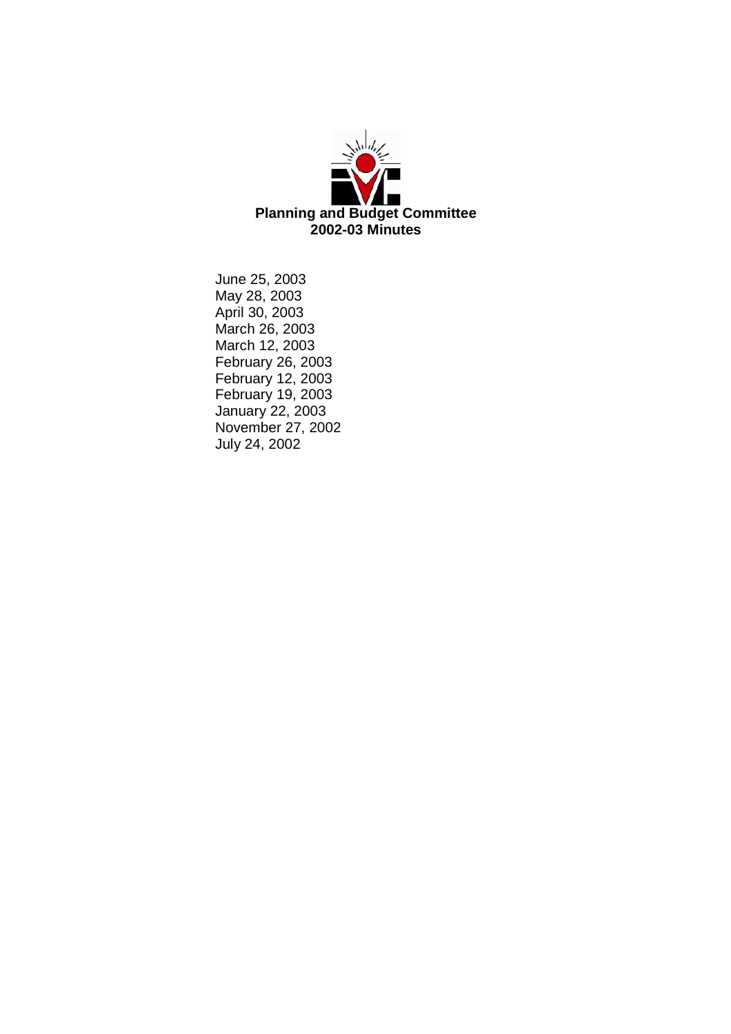# Planning and Budget Committee
## 2002-03 Minutes

June 25, 2003
May 28, 2003
April 30, 2003
March 26, 2003
March 12, 2003
February 26, 2003
February 12, 2003
February 19, 2003
January 22, 2003
November 27, 2002
July 24, 2002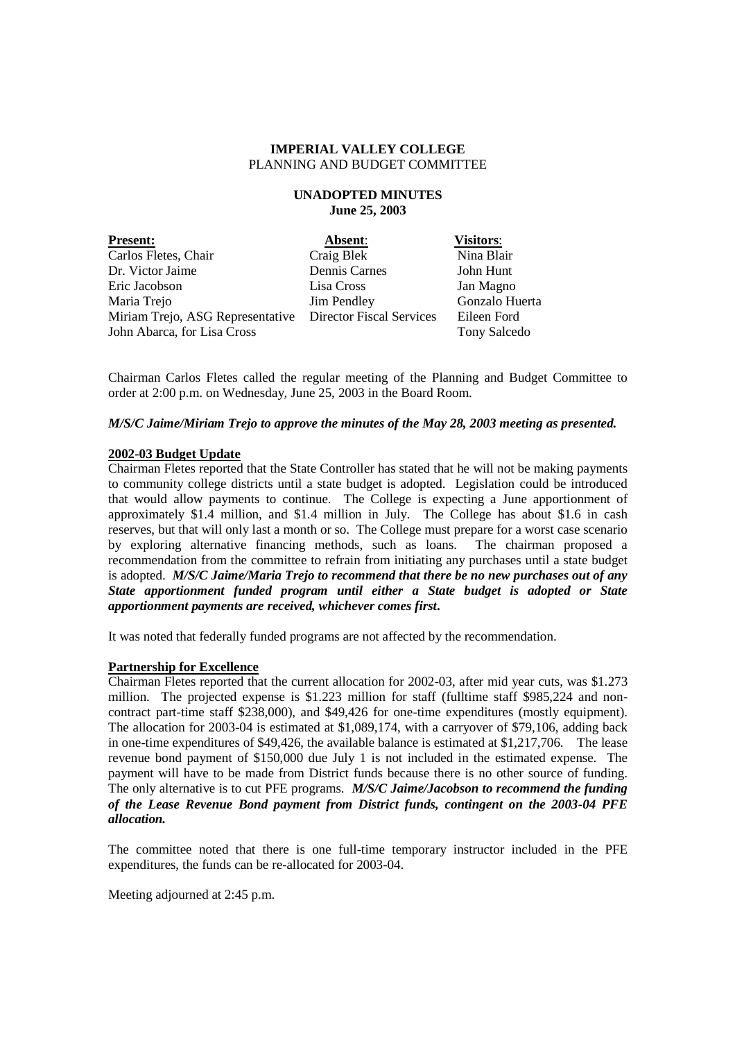**IMPERIAL VALLEY COLLEGE**
PLANNING AND BUDGET COMMITTEE

**UNADOPTED MINUTES**
**June 25, 2003**

| **Present:** | **Absent**: | **Visitors**: |
|---|---|---|
| Carlos Fletes, Chair | Craig Blek | Nina Blair |
| Dr. Victor Jaime | Dennis Carnes | John Hunt |
| Eric Jacobson | Lisa Cross | Jan Magno |
| Maria Trejo | Jim Pendley | Gonzalo Huerta |
| Miriam Trejo, ASG Representative | Director Fiscal Services | Eileen Ford |
| John Abarca, for Lisa Cross | | Tony Salcedo |

Chairman Carlos Fletes called the regular meeting of the Planning and Budget Committee to order at 2:00 p.m. on Wednesday, June 25, 2003 in the Board Room.

***M/S/C Jaime/Miriam Trejo to approve the minutes of the May 28, 2003 meeting as presented.***

**2002-03 Budget Update**

Chairman Fletes reported that the State Controller has stated that he will not be making payments to community college districts until a state budget is adopted. Legislation could be introduced that would allow payments to continue. The College is expecting a June apportionment of approximately $1.4 million, and $1.4 million in July. The College has about $1.6 in cash reserves, but that will only last a month or so. The College must prepare for a worst case scenario by exploring alternative financing methods, such as loans. The chairman proposed a recommendation from the committee to refrain from initiating any purchases until a state budget is adopted. ***M/S/C Jaime/Maria Trejo to recommend that there be no new purchases out of any State apportionment funded program until either a State budget is adopted or State apportionment payments are received, whichever comes first.***

It was noted that federally funded programs are not affected by the recommendation.

**Partnership for Excellence**

Chairman Fletes reported that the current allocation for 2002-03, after mid year cuts, was $1.273 million. The projected expense is $1.223 million for staff (fulltime staff $985,224 and non-contract part-time staff $238,000), and $49,426 for one-time expenditures (mostly equipment). The allocation for 2003-04 is estimated at $1,089,174, with a carryover of $79,106, adding back in one-time expenditures of $49,426, the available balance is estimated at $1,217,706. The lease revenue bond payment of $150,000 due July 1 is not included in the estimated expense. The payment will have to be made from District funds because there is no other source of funding. The only alternative is to cut PFE programs. ***M/S/C Jaime/Jacobson to recommend the funding of the Lease Revenue Bond payment from District funds, contingent on the 2003-04 PFE allocation.***

The committee noted that there is one full-time temporary instructor included in the PFE expenditures, the funds can be re-allocated for 2003-04.

Meeting adjourned at 2:45 p.m.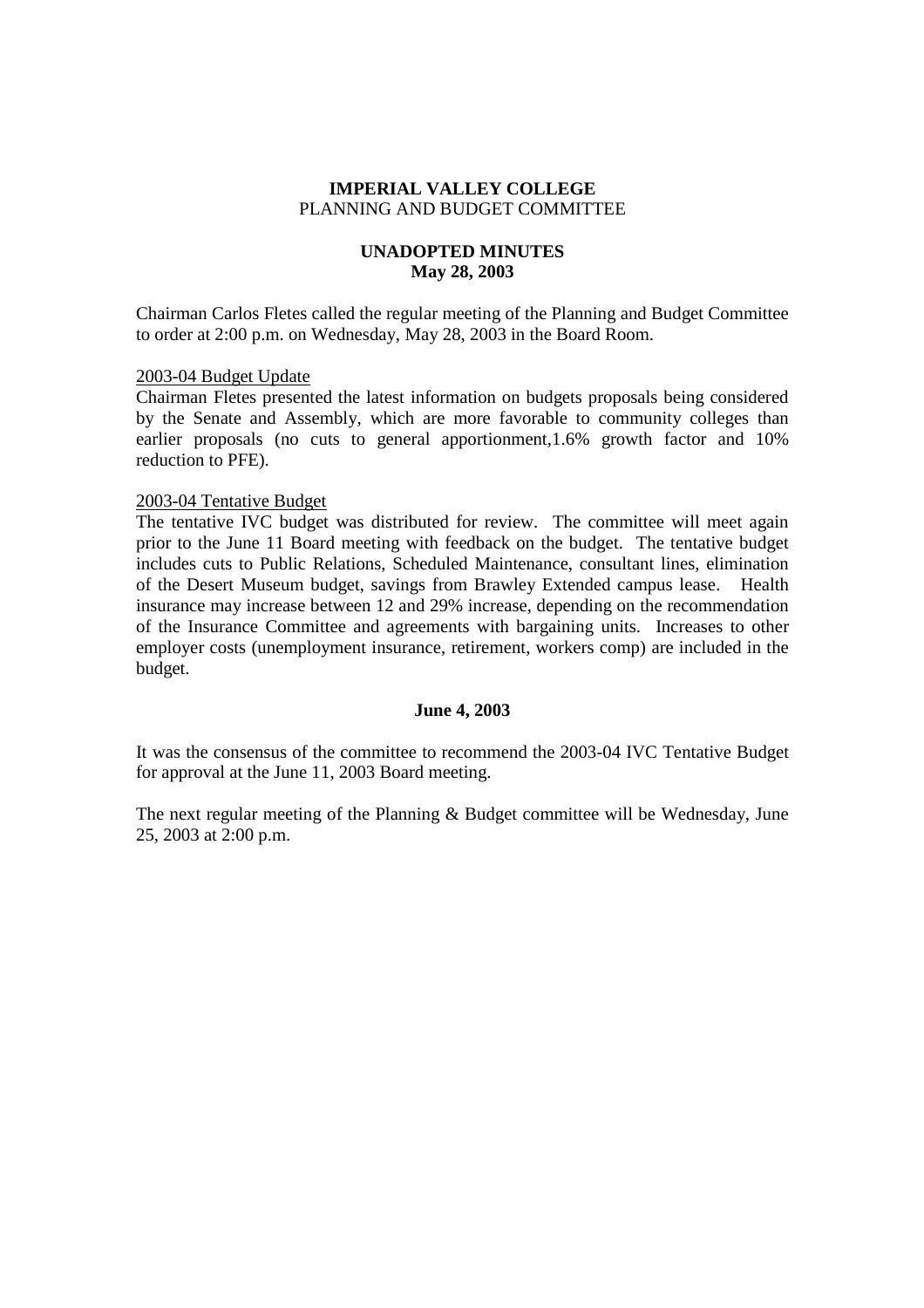**IMPERIAL VALLEY COLLEGE**
PLANNING AND BUDGET COMMITTEE

**UNADOPTED MINUTES**
**May 28, 2003**

Chairman Carlos Fletes called the regular meeting of the Planning and Budget Committee to order at 2:00 p.m. on Wednesday, May 28, 2003 in the Board Room.

2003-04 Budget Update

Chairman Fletes presented the latest information on budgets proposals being considered by the Senate and Assembly, which are more favorable to community colleges than earlier proposals (no cuts to general apportionment,1.6% growth factor and 10% reduction to PFE).

2003-04 Tentative Budget

The tentative IVC budget was distributed for review. The committee will meet again prior to the June 11 Board meeting with feedback on the budget. The tentative budget includes cuts to Public Relations, Scheduled Maintenance, consultant lines, elimination of the Desert Museum budget, savings from Brawley Extended campus lease. Health insurance may increase between 12 and 29% increase, depending on the recommendation of the Insurance Committee and agreements with bargaining units. Increases to other employer costs (unemployment insurance, retirement, workers comp) are included in the budget.

**June 4, 2003**

It was the consensus of the committee to recommend the 2003-04 IVC Tentative Budget for approval at the June 11, 2003 Board meeting.

The next regular meeting of the Planning & Budget committee will be Wednesday, June 25, 2003 at 2:00 p.m.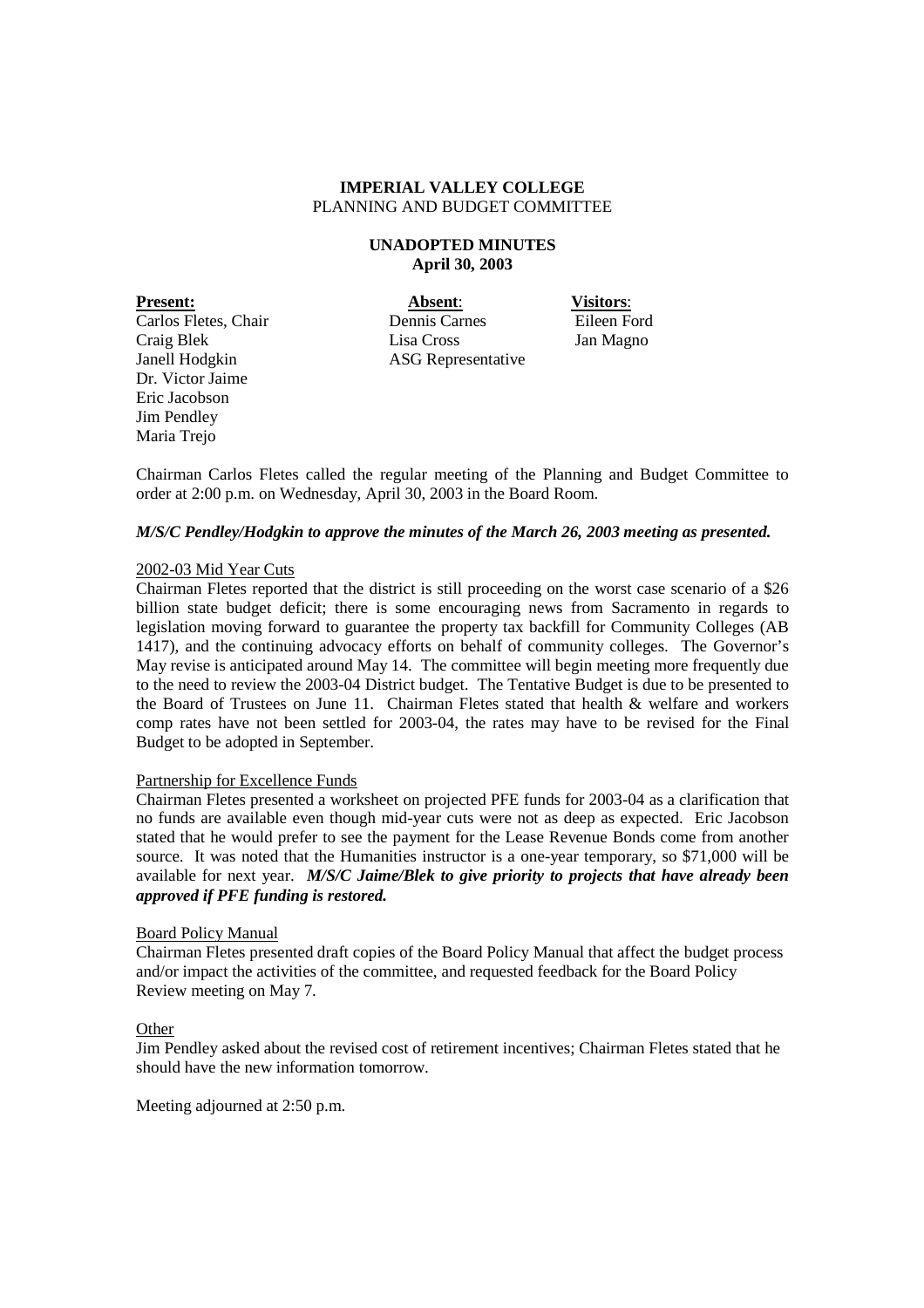**IMPERIAL VALLEY COLLEGE**
PLANNING AND BUDGET COMMITTEE

**UNADOPTED MINUTES**
**April 30, 2003**

| **Present:** | **Absent**: | **Visitors**: |
|---|---|---|
| Carlos Fletes, Chair | Dennis Carnes | Eileen Ford |
| Craig Blek | Lisa Cross | Jan Magno |
| Janell Hodgkin | ASG Representative | |
| Dr. Victor Jaime | | |
| Eric Jacobson | | |
| Jim Pendley | | |
| Maria Trejo | | |

Chairman Carlos Fletes called the regular meeting of the Planning and Budget Committee to order at 2:00 p.m. on Wednesday, April 30, 2003 in the Board Room.

***M/S/C Pendley/Hodgkin to approve the minutes of the March 26, 2003 meeting as presented.***

2002-03 Mid Year Cuts

Chairman Fletes reported that the district is still proceeding on the worst case scenario of a $26 billion state budget deficit; there is some encouraging news from Sacramento in regards to legislation moving forward to guarantee the property tax backfill for Community Colleges (AB 1417), and the continuing advocacy efforts on behalf of community colleges. The Governor's May revise is anticipated around May 14. The committee will begin meeting more frequently due to the need to review the 2003-04 District budget. The Tentative Budget is due to be presented to the Board of Trustees on June 11. Chairman Fletes stated that health & welfare and workers comp rates have not been settled for 2003-04, the rates may have to be revised for the Final Budget to be adopted in September.

Partnership for Excellence Funds

Chairman Fletes presented a worksheet on projected PFE funds for 2003-04 as a clarification that no funds are available even though mid-year cuts were not as deep as expected. Eric Jacobson stated that he would prefer to see the payment for the Lease Revenue Bonds come from another source. It was noted that the Humanities instructor is a one-year temporary, so $71,000 will be available for next year. ***M/S/C Jaime/Blek to give priority to projects that have already been approved if PFE funding is restored.***

Board Policy Manual

Chairman Fletes presented draft copies of the Board Policy Manual that affect the budget process and/or impact the activities of the committee, and requested feedback for the Board Policy Review meeting on May 7.

Other

Jim Pendley asked about the revised cost of retirement incentives; Chairman Fletes stated that he should have the new information tomorrow.

Meeting adjourned at 2:50 p.m.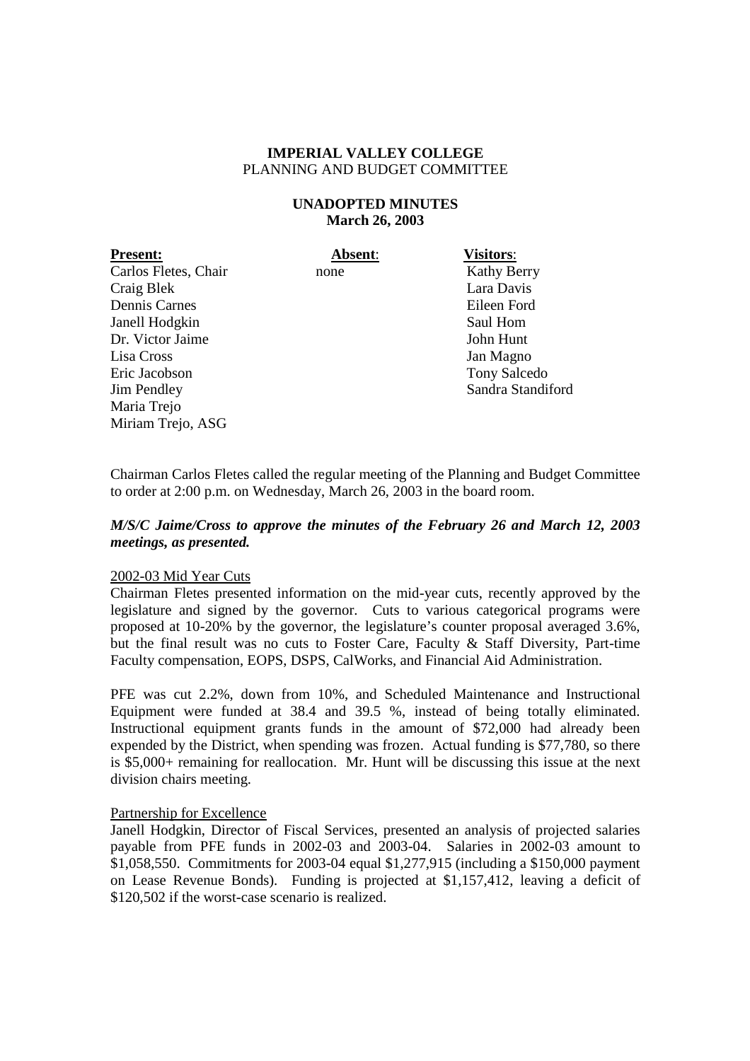**IMPERIAL VALLEY COLLEGE**
PLANNING AND BUDGET COMMITTEE

**UNADOPTED MINUTES**
**March 26, 2003**

| **Present:** | **Absent**: | **Visitors**: |
|---|---|---|
| Carlos Fletes, Chair | none | Kathy Berry |
| Craig Blek | | Lara Davis |
| Dennis Carnes | | Eileen Ford |
| Janell Hodgkin | | Saul Hom |
| Dr. Victor Jaime | | John Hunt |
| Lisa Cross | | Jan Magno |
| Eric Jacobson | | Tony Salcedo |
| Jim Pendley | | Sandra Standiford |
| Maria Trejo | | |
| Miriam Trejo, ASG | | |

Chairman Carlos Fletes called the regular meeting of the Planning and Budget Committee to order at 2:00 p.m. on Wednesday, March 26, 2003 in the board room.

***M/S/C Jaime/Cross to approve the minutes of the February 26 and March 12, 2003 meetings, as presented.***

2002-03 Mid Year Cuts

Chairman Fletes presented information on the mid-year cuts, recently approved by the legislature and signed by the governor. Cuts to various categorical programs were proposed at 10-20% by the governor, the legislature's counter proposal averaged 3.6%, but the final result was no cuts to Foster Care, Faculty & Staff Diversity, Part-time Faculty compensation, EOPS, DSPS, CalWorks, and Financial Aid Administration.

PFE was cut 2.2%, down from 10%, and Scheduled Maintenance and Instructional Equipment were funded at 38.4 and 39.5 %, instead of being totally eliminated. Instructional equipment grants funds in the amount of $72,000 had already been expended by the District, when spending was frozen. Actual funding is $77,780, so there is $5,000+ remaining for reallocation. Mr. Hunt will be discussing this issue at the next division chairs meeting.

Partnership for Excellence

Janell Hodgkin, Director of Fiscal Services, presented an analysis of projected salaries payable from PFE funds in 2002-03 and 2003-04. Salaries in 2002-03 amount to $1,058,550. Commitments for 2003-04 equal $1,277,915 (including a $150,000 payment on Lease Revenue Bonds). Funding is projected at $1,157,412, leaving a deficit of $120,502 if the worst-case scenario is realized.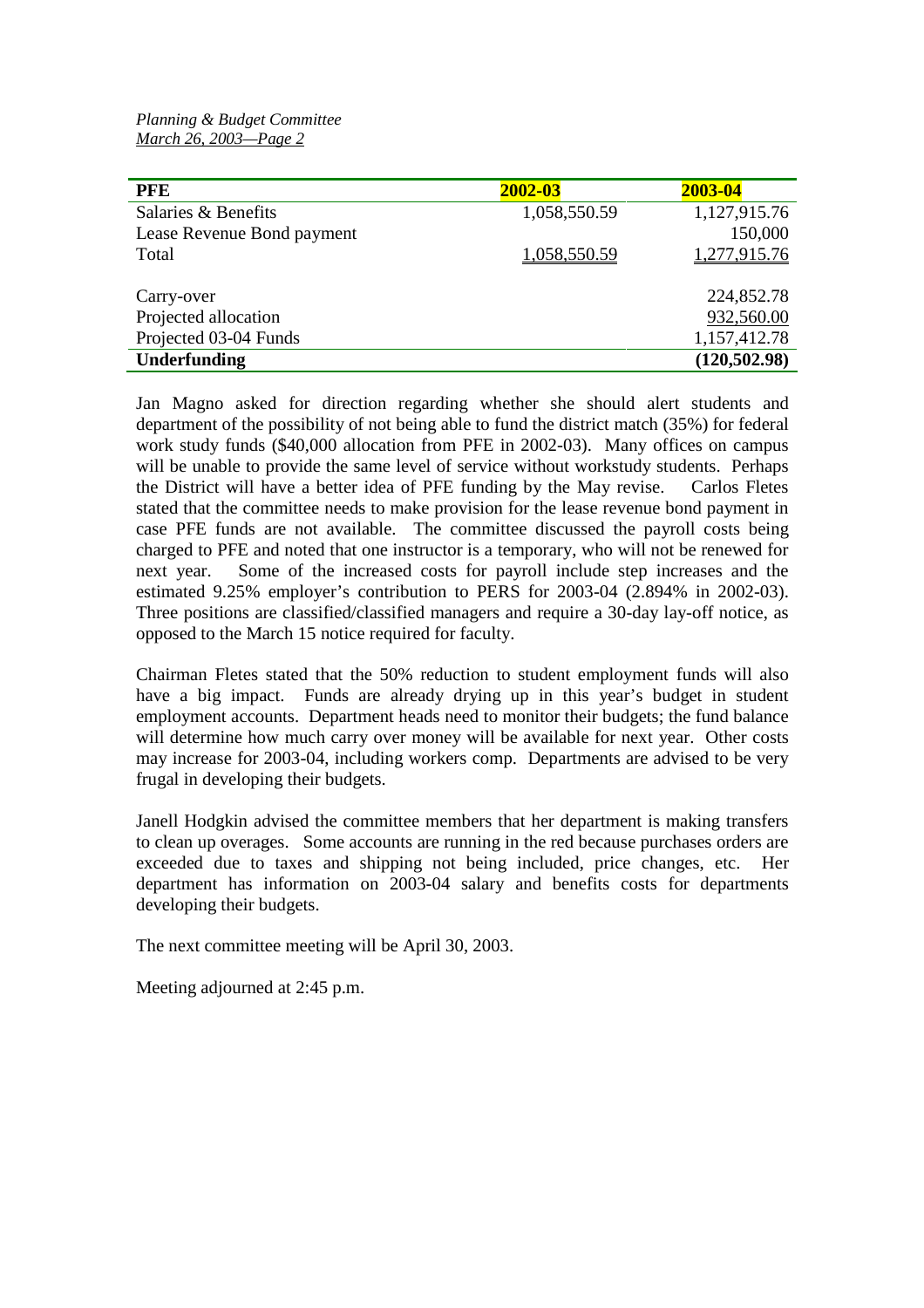| PFE | 2002-03 | 2003-04 |
|---|---|---|
| Salaries & Benefits | 1,058,550.59 | 1,127,915.76 |
| Lease Revenue Bond payment | | 150,000 |
| Total | 1,058,550.59 | 1,277,915.76 |
| | | |
| Carry-over | | 224,852.78 |
| Projected allocation | | 932,560.00 |
| Projected 03-04 Funds | | 1,157,412.78 |
| **Underfunding** | | **(120,502.98)** |

Jan Magno asked for direction regarding whether she should alert students and department of the possibility of not being able to fund the district match (35%) for federal work study funds ($40,000 allocation from PFE in 2002-03). Many offices on campus will be unable to provide the same level of service without workstudy students. Perhaps the District will have a better idea of PFE funding by the May revise. Carlos Fletes stated that the committee needs to make provision for the lease revenue bond payment in case PFE funds are not available. The committee discussed the payroll costs being charged to PFE and noted that one instructor is a temporary, who will not be renewed for next year. Some of the increased costs for payroll include step increases and the estimated 9.25% employer's contribution to PERS for 2003-04 (2.894% in 2002-03). Three positions are classified/classified managers and require a 30-day lay-off notice, as opposed to the March 15 notice required for faculty.

Chairman Fletes stated that the 50% reduction to student employment funds will also have a big impact. Funds are already drying up in this year's budget in student employment accounts. Department heads need to monitor their budgets; the fund balance will determine how much carry over money will be available for next year. Other costs may increase for 2003-04, including workers comp. Departments are advised to be very frugal in developing their budgets.

Janell Hodgkin advised the committee members that her department is making transfers to clean up overages. Some accounts are running in the red because purchases orders are exceeded due to taxes and shipping not being included, price changes, etc. Her department has information on 2003-04 salary and benefits costs for departments developing their budgets.

The next committee meeting will be April 30, 2003.

Meeting adjourned at 2:45 p.m.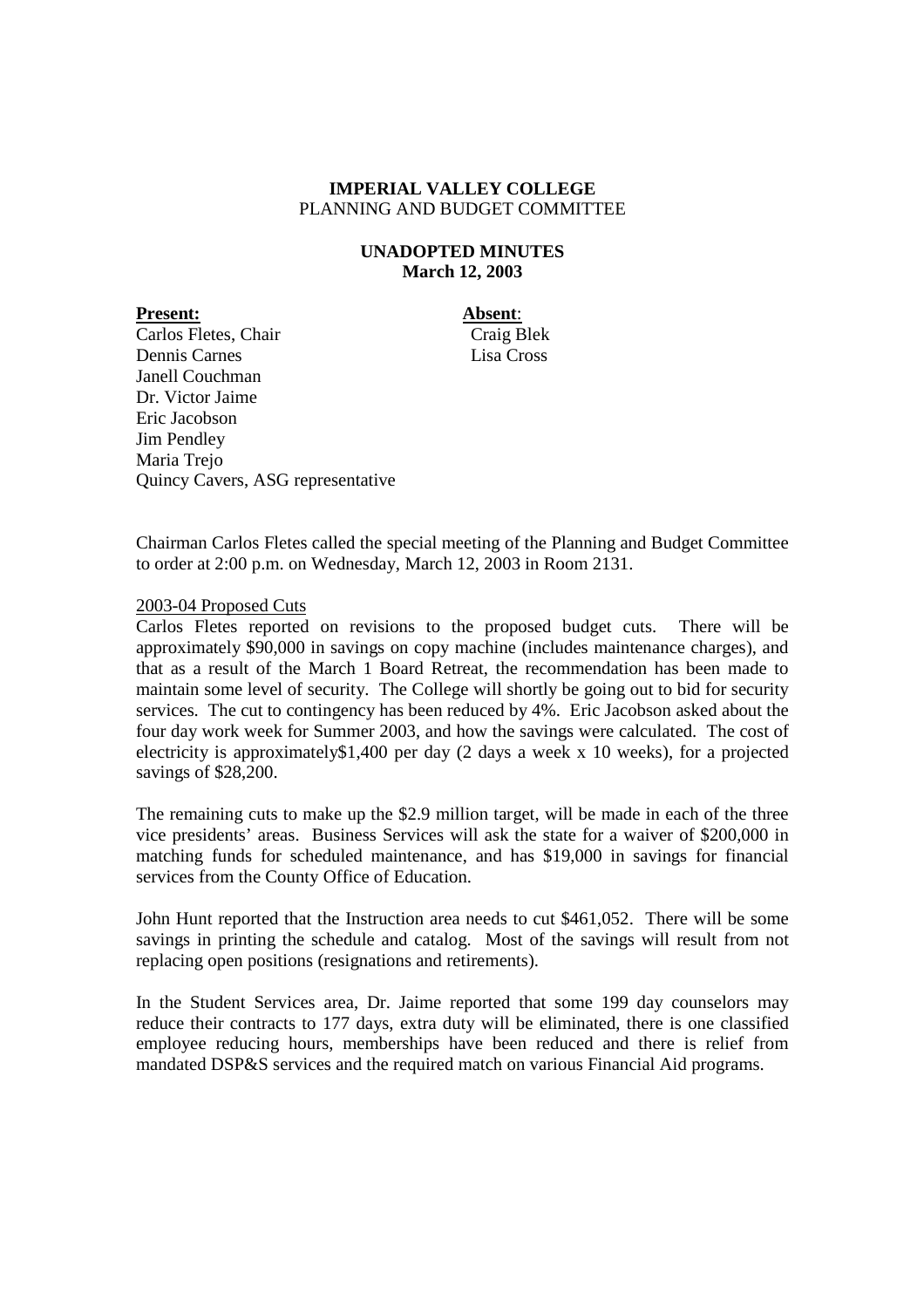**IMPERIAL VALLEY COLLEGE**
PLANNING AND BUDGET COMMITTEE

**UNADOPTED MINUTES**
**March 12, 2003**

| **Present:** | **Absent**: |
|---|---|
| Carlos Fletes, Chair | Craig Blek |
| Dennis Carnes | Lisa Cross |
| Janell Couchman | |
| Dr. Victor Jaime | |
| Eric Jacobson | |
| Jim Pendley | |
| Maria Trejo | |
| Quincy Cavers, ASG representative | |

Chairman Carlos Fletes called the special meeting of the Planning and Budget Committee to order at 2:00 p.m. on Wednesday, March 12, 2003 in Room 2131.

2003-04 Proposed Cuts

Carlos Fletes reported on revisions to the proposed budget cuts. There will be approximately $90,000 in savings on copy machine (includes maintenance charges), and that as a result of the March 1 Board Retreat, the recommendation has been made to maintain some level of security. The College will shortly be going out to bid for security services. The cut to contingency has been reduced by 4%. Eric Jacobson asked about the four day work week for Summer 2003, and how the savings were calculated. The cost of electricity is approximately$1,400 per day (2 days a week x 10 weeks), for a projected savings of $28,200.

The remaining cuts to make up the $2.9 million target, will be made in each of the three vice presidents' areas. Business Services will ask the state for a waiver of $200,000 in matching funds for scheduled maintenance, and has $19,000 in savings for financial services from the County Office of Education.

John Hunt reported that the Instruction area needs to cut $461,052. There will be some savings in printing the schedule and catalog. Most of the savings will result from not replacing open positions (resignations and retirements).

In the Student Services area, Dr. Jaime reported that some 199 day counselors may reduce their contracts to 177 days, extra duty will be eliminated, there is one classified employee reducing hours, memberships have been reduced and there is relief from mandated DSP&S services and the required match on various Financial Aid programs.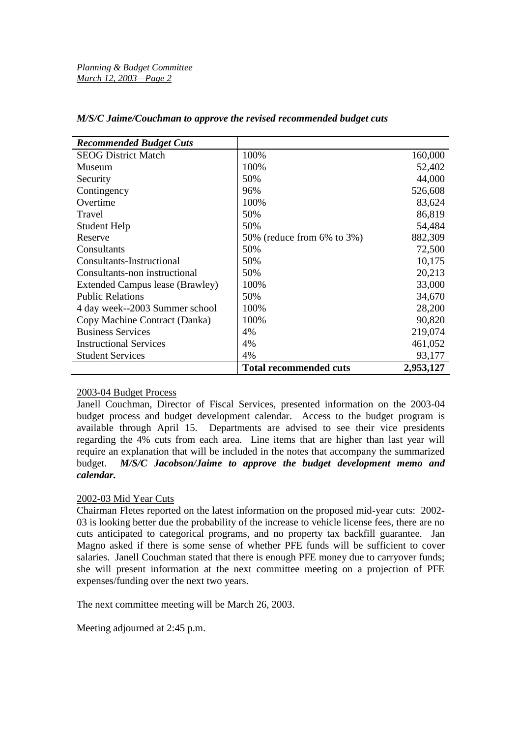*M/S/C Jaime/Couchman to approve the revised recommended budget cuts*

| ***Recommended Budget Cuts*** | | |
|---|---|---|
| SEOG District Match | 100% | 160,000 |
| Museum | 100% | 52,402 |
| Security | 50% | 44,000 |
| Contingency | 96% | 526,608 |
| Overtime | 100% | 83,624 |
| Travel | 50% | 86,819 |
| Student Help | 50% | 54,484 |
| Reserve | 50% (reduce from 6% to 3%) | 882,309 |
| Consultants | 50% | 72,500 |
| Consultants-Instructional | 50% | 10,175 |
| Consultants-non instructional | 50% | 20,213 |
| Extended Campus lease (Brawley) | 100% | 33,000 |
| Public Relations | 50% | 34,670 |
| 4 day week--2003 Summer school | 100% | 28,200 |
| Copy Machine Contract (Danka) | 100% | 90,820 |
| Business Services | 4% | 219,074 |
| Instructional Services | 4% | 461,052 |
| Student Services | 4% | 93,177 |
| | **Total recommended cuts** | **2,953,127** |

2003-04 Budget Process

Janell Couchman, Director of Fiscal Services, presented information on the 2003-04 budget process and budget development calendar. Access to the budget program is available through April 15. Departments are advised to see their vice presidents regarding the 4% cuts from each area. Line items that are higher than last year will require an explanation that will be included in the notes that accompany the summarized budget. ***M/S/C Jacobson/Jaime to approve the budget development memo and calendar.***

2002-03 Mid Year Cuts

Chairman Fletes reported on the latest information on the proposed mid-year cuts: 2002-03 is looking better due the probability of the increase to vehicle license fees, there are no cuts anticipated to categorical programs, and no property tax backfill guarantee. Jan Magno asked if there is some sense of whether PFE funds will be sufficient to cover salaries. Janell Couchman stated that there is enough PFE money due to carryover funds; she will present information at the next committee meeting on a projection of PFE expenses/funding over the next two years.

The next committee meeting will be March 26, 2003.

Meeting adjourned at 2:45 p.m.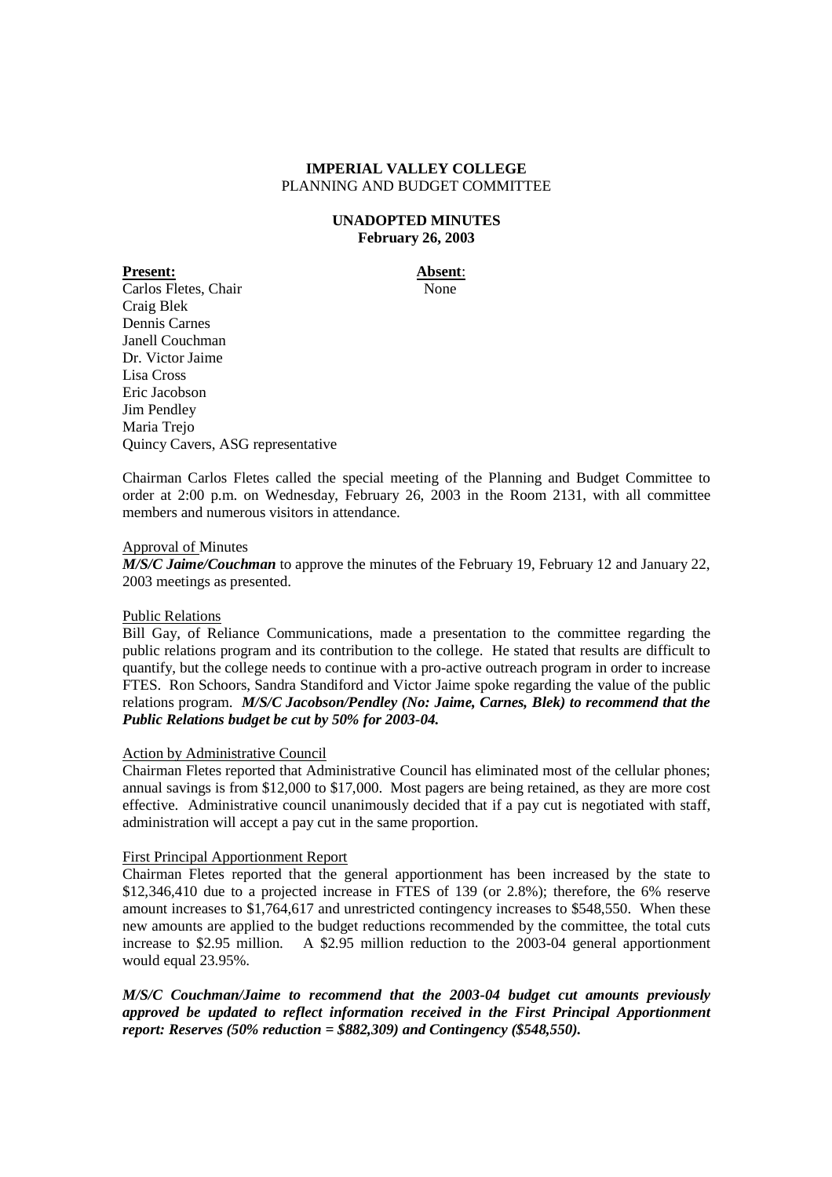**IMPERIAL VALLEY COLLEGE**
PLANNING AND BUDGET COMMITTEE

**UNADOPTED MINUTES**
**February 26, 2003**

| **Present:** | **Absent**: |
|---|---|
| Carlos Fletes, Chair | None |
| Craig Blek | |
| Dennis Carnes | |
| Janell Couchman | |
| Dr. Victor Jaime | |
| Lisa Cross | |
| Eric Jacobson | |
| Jim Pendley | |
| Maria Trejo | |
| Quincy Cavers, ASG representative | |

Chairman Carlos Fletes called the special meeting of the Planning and Budget Committee to order at 2:00 p.m. on Wednesday, February 26, 2003 in the Room 2131, with all committee members and numerous visitors in attendance.

Approval of Minutes

***M/S/C Jaime/Couchman*** to approve the minutes of the February 19, February 12 and January 22, 2003 meetings as presented.

Public Relations

Bill Gay, of Reliance Communications, made a presentation to the committee regarding the public relations program and its contribution to the college. He stated that results are difficult to quantify, but the college needs to continue with a pro-active outreach program in order to increase FTES. Ron Schoors, Sandra Standiford and Victor Jaime spoke regarding the value of the public relations program. ***M/S/C Jacobson/Pendley (No: Jaime, Carnes, Blek) to recommend that the Public Relations budget be cut by 50% for 2003-04.***

Action by Administrative Council

Chairman Fletes reported that Administrative Council has eliminated most of the cellular phones; annual savings is from $12,000 to $17,000. Most pagers are being retained, as they are more cost effective. Administrative council unanimously decided that if a pay cut is negotiated with staff, administration will accept a pay cut in the same proportion.

First Principal Apportionment Report

Chairman Fletes reported that the general apportionment has been increased by the state to $12,346,410 due to a projected increase in FTES of 139 (or 2.8%); therefore, the 6% reserve amount increases to $1,764,617 and unrestricted contingency increases to $548,550. When these new amounts are applied to the budget reductions recommended by the committee, the total cuts increase to $2.95 million. A $2.95 million reduction to the 2003-04 general apportionment would equal 23.95%.

***M/S/C Couchman/Jaime to recommend that the 2003-04 budget cut amounts previously approved be updated to reflect information received in the First Principal Apportionment report: Reserves (50% reduction = $882,309) and Contingency ($548,550).***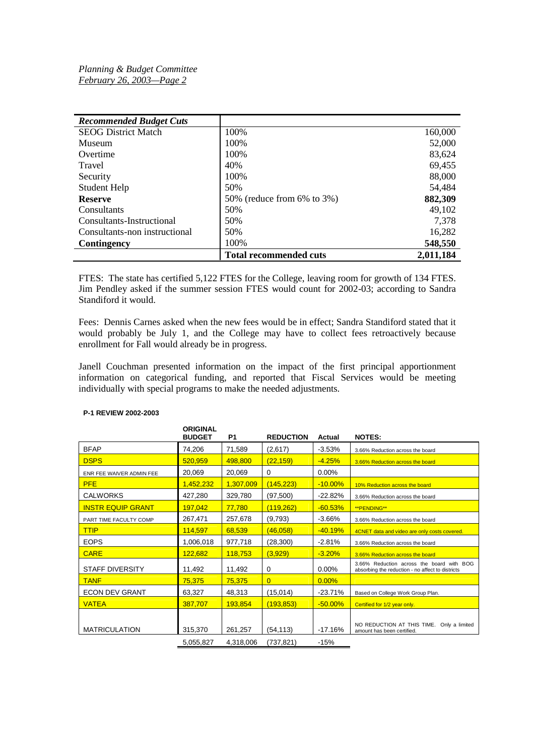| *Recommended Budget Cuts* | | |
|---|---|---|
| SEOG District Match | 100% | 160,000 |
| Museum | 100% | 52,000 |
| Overtime | 100% | 83,624 |
| Travel | 40% | 69,455 |
| Security | 100% | 88,000 |
| Student Help | 50% | 54,484 |
| **Reserve** | 50% (reduce from 6% to 3%) | **882,309** |
| Consultants | 50% | 49,102 |
| Consultants-Instructional | 50% | 7,378 |
| Consultants-non instructional | 50% | 16,282 |
| **Contingency** | 100% | **548,550** |
| | **Total recommended cuts** | **2,011,184** |

FTES: The state has certified 5,122 FTES for the College, leaving room for growth of 134 FTES. Jim Pendley asked if the summer session FTES would count for 2002-03; according to Sandra Standiford it would.

Fees: Dennis Carnes asked when the new fees would be in effect; Sandra Standiford stated that it would probably be July 1, and the College may have to collect fees retroactively because enrollment for Fall would already be in progress.

Janell Couchman presented information on the impact of the first principal apportionment information on categorical funding, and reported that Fiscal Services would be meeting individually with special programs to make the needed adjustments.

**P-1 REVIEW 2002-2003**

| | ORIGINAL BUDGET | P1 | REDUCTION | Actual | NOTES: |
|---|---|---|---|---|---|
| BFAP | 74,206 | 71,589 | (2,617) | -3.53% | 3.66% Reduction across the board |
| DSPS | 520,959 | 498,800 | (22,159) | -4.25% | 3.66% Reduction across the board |
| ENR FEE WAIVER ADMIN FEE | 20,069 | 20,069 | 0 | 0.00% | |
| PFE | 1,452,232 | 1,307,009 | (145,223) | -10.00% | 10% Reduction across the board |
| CALWORKS | 427,280 | 329,780 | (97,500) | -22.82% | 3.66% Reduction across the board |
| INSTR EQUIP GRANT | 197,042 | 77,780 | (119,262) | -60.53% | \*\*PENDING\*\* |
| PART TIME FACULTY COMP | 267,471 | 257,678 | (9,793) | -3.66% | 3.66% Reduction across the board |
| TTIP | 114,597 | 68,539 | (46,058) | -40.19% | 4CNET data and video are only costs covered. |
| EOPS | 1,006,018 | 977,718 | (28,300) | -2.81% | 3.66% Reduction across the board |
| CARE | 122,682 | 118,753 | (3,929) | -3.20% | 3.66% Reduction across the board |
| STAFF DIVERSITY | 11,492 | 11,492 | 0 | 0.00% | 3.66% Reduction across the board with BOG absorbing the reduction - no affect to districts |
| TANF | 75,375 | 75,375 | 0 | 0.00% | |
| ECON DEV GRANT | 63,327 | 48,313 | (15,014) | -23.71% | Based on College Work Group Plan. |
| VATEA | 387,707 | 193,854 | (193,853) | -50.00% | Certified for 1/2 year only. |
| MATRICULATION | 315,370 | 261,257 | (54,113) | -17.16% | NO REDUCTION AT THIS TIME. Only a limited amount has been certified. |
| | 5,055,827 | 4,318,006 | (737,821) | -15% | |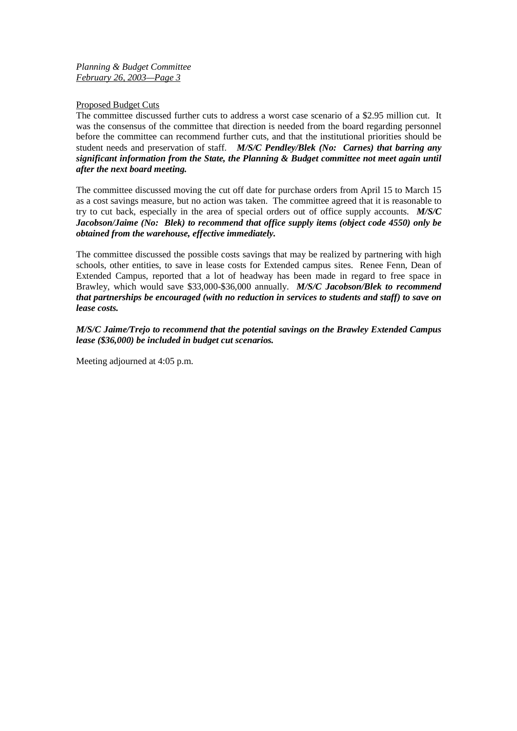Proposed Budget Cuts

The committee discussed further cuts to address a worst case scenario of a $2.95 million cut. It was the consensus of the committee that direction is needed from the board regarding personnel before the committee can recommend further cuts, and that the institutional priorities should be student needs and preservation of staff. ***M/S/C Pendley/Blek (No: Carnes) that barring any significant information from the State, the Planning & Budget committee not meet again until after the next board meeting.***

The committee discussed moving the cut off date for purchase orders from April 15 to March 15 as a cost savings measure, but no action was taken. The committee agreed that it is reasonable to try to cut back, especially in the area of special orders out of office supply accounts. ***M/S/C Jacobson/Jaime (No: Blek) to recommend that office supply items (object code 4550) only be obtained from the warehouse, effective immediately.***

The committee discussed the possible costs savings that may be realized by partnering with high schools, other entities, to save in lease costs for Extended campus sites. Renee Fenn, Dean of Extended Campus, reported that a lot of headway has been made in regard to free space in Brawley, which would save $33,000-$36,000 annually. ***M/S/C Jacobson/Blek to recommend that partnerships be encouraged (with no reduction in services to students and staff) to save on lease costs.***

***M/S/C Jaime/Trejo to recommend that the potential savings on the Brawley Extended Campus lease ($36,000) be included in budget cut scenarios.***

Meeting adjourned at 4:05 p.m.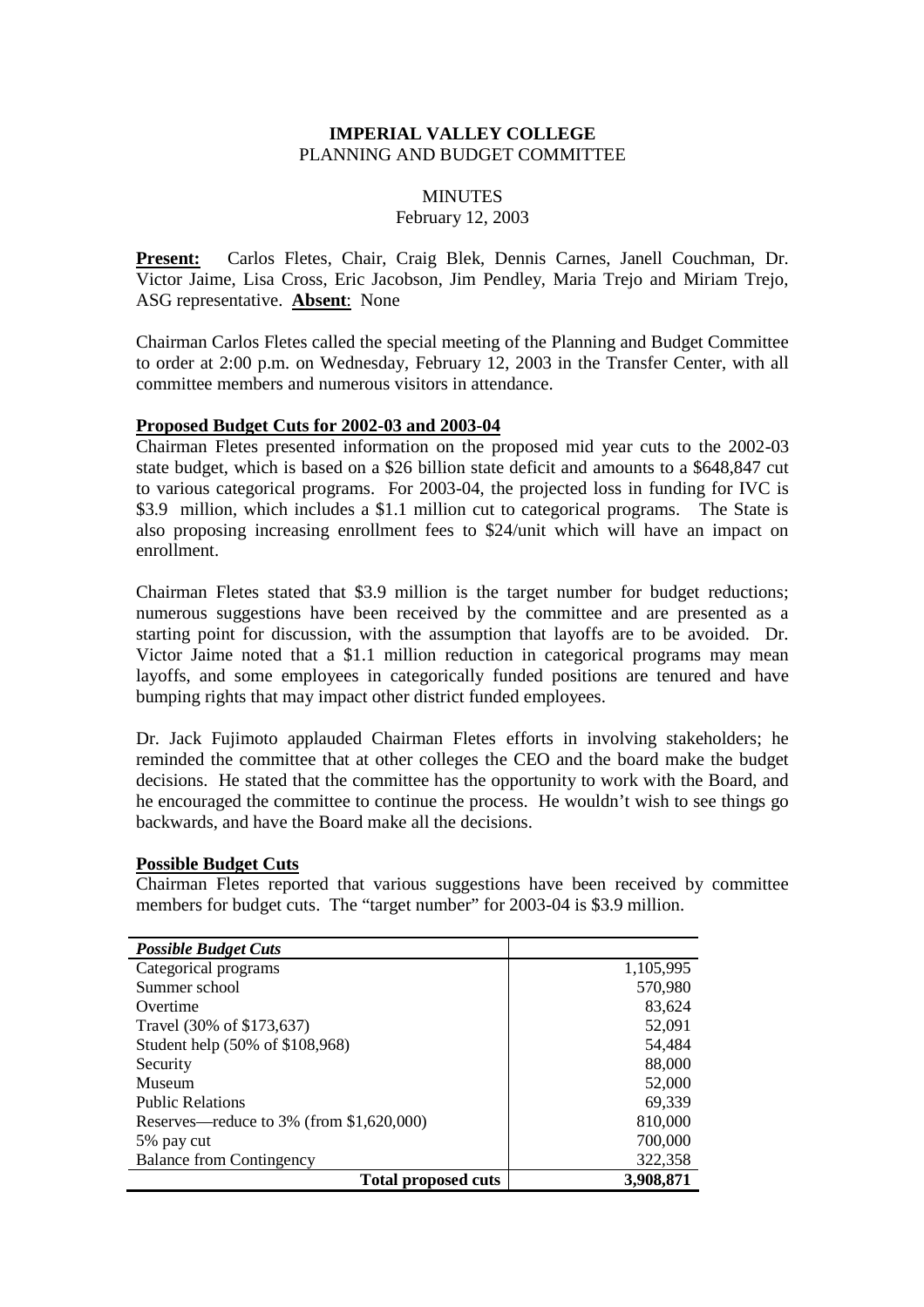**IMPERIAL VALLEY COLLEGE**
PLANNING AND BUDGET COMMITTEE

MINUTES
February 12, 2003

**Present:** Carlos Fletes, Chair, Craig Blek, Dennis Carnes, Janell Couchman, Dr. Victor Jaime, Lisa Cross, Eric Jacobson, Jim Pendley, Maria Trejo and Miriam Trejo, ASG representative. **Absent**: None

Chairman Carlos Fletes called the special meeting of the Planning and Budget Committee to order at 2:00 p.m. on Wednesday, February 12, 2003 in the Transfer Center, with all committee members and numerous visitors in attendance.

**Proposed Budget Cuts for 2002-03 and 2003-04**

Chairman Fletes presented information on the proposed mid year cuts to the 2002-03 state budget, which is based on a $26 billion state deficit and amounts to a $648,847 cut to various categorical programs. For 2003-04, the projected loss in funding for IVC is $3.9 million, which includes a $1.1 million cut to categorical programs. The State is also proposing increasing enrollment fees to $24/unit which will have an impact on enrollment.

Chairman Fletes stated that $3.9 million is the target number for budget reductions; numerous suggestions have been received by the committee and are presented as a starting point for discussion, with the assumption that layoffs are to be avoided. Dr. Victor Jaime noted that a $1.1 million reduction in categorical programs may mean layoffs, and some employees in categorically funded positions are tenured and have bumping rights that may impact other district funded employees.

Dr. Jack Fujimoto applauded Chairman Fletes efforts in involving stakeholders; he reminded the committee that at other colleges the CEO and the board make the budget decisions. He stated that the committee has the opportunity to work with the Board, and he encouraged the committee to continue the process. He wouldn't wish to see things go backwards, and have the Board make all the decisions.

**Possible Budget Cuts**

Chairman Fletes reported that various suggestions have been received by committee members for budget cuts. The "target number" for 2003-04 is $3.9 million.

| *Possible Budget Cuts* | |
|---|---:|
| Categorical programs | 1,105,995 |
| Summer school | 570,980 |
| Overtime | 83,624 |
| Travel (30% of $173,637) | 52,091 |
| Student help (50% of $108,968) | 54,484 |
| Security | 88,000 |
| Museum | 52,000 |
| Public Relations | 69,339 |
| Reserves—reduce to 3% (from $1,620,000) | 810,000 |
| 5% pay cut | 700,000 |
| Balance from Contingency | 322,358 |
| **Total proposed cuts** | **3,908,871** |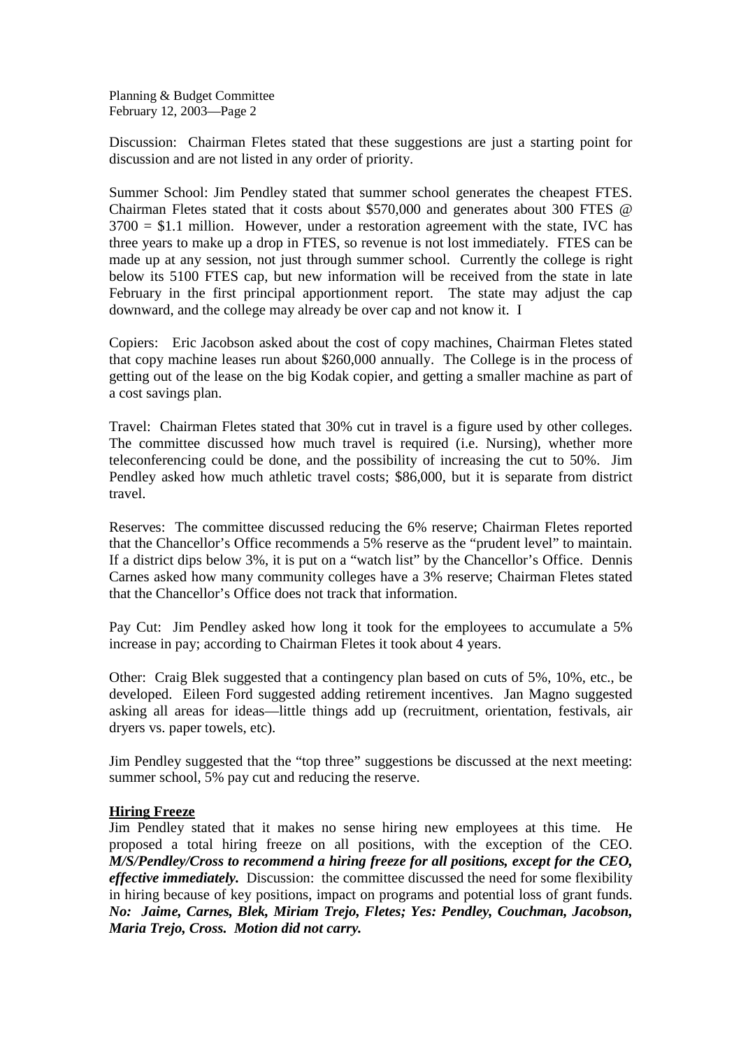Discussion: Chairman Fletes stated that these suggestions are just a starting point for discussion and are not listed in any order of priority.

Summer School: Jim Pendley stated that summer school generates the cheapest FTES. Chairman Fletes stated that it costs about $570,000 and generates about 300 FTES @ 3700 = $1.1 million. However, under a restoration agreement with the state, IVC has three years to make up a drop in FTES, so revenue is not lost immediately. FTES can be made up at any session, not just through summer school. Currently the college is right below its 5100 FTES cap, but new information will be received from the state in late February in the first principal apportionment report. The state may adjust the cap downward, and the college may already be over cap and not know it. I

Copiers: Eric Jacobson asked about the cost of copy machines, Chairman Fletes stated that copy machine leases run about $260,000 annually. The College is in the process of getting out of the lease on the big Kodak copier, and getting a smaller machine as part of a cost savings plan.

Travel: Chairman Fletes stated that 30% cut in travel is a figure used by other colleges. The committee discussed how much travel is required (i.e. Nursing), whether more teleconferencing could be done, and the possibility of increasing the cut to 50%. Jim Pendley asked how much athletic travel costs; $86,000, but it is separate from district travel.

Reserves: The committee discussed reducing the 6% reserve; Chairman Fletes reported that the Chancellor's Office recommends a 5% reserve as the "prudent level" to maintain. If a district dips below 3%, it is put on a "watch list" by the Chancellor's Office. Dennis Carnes asked how many community colleges have a 3% reserve; Chairman Fletes stated that the Chancellor's Office does not track that information.

Pay Cut: Jim Pendley asked how long it took for the employees to accumulate a 5% increase in pay; according to Chairman Fletes it took about 4 years.

Other: Craig Blek suggested that a contingency plan based on cuts of 5%, 10%, etc., be developed. Eileen Ford suggested adding retirement incentives. Jan Magno suggested asking all areas for ideas—little things add up (recruitment, orientation, festivals, air dryers vs. paper towels, etc).

Jim Pendley suggested that the "top three" suggestions be discussed at the next meeting: summer school, 5% pay cut and reducing the reserve.

**Hiring Freeze**

Jim Pendley stated that it makes no sense hiring new employees at this time. He proposed a total hiring freeze on all positions, with the exception of the CEO. ***M/S/Pendley/Cross to recommend a hiring freeze for all positions, except for the CEO, effective immediately.*** Discussion: the committee discussed the need for some flexibility in hiring because of key positions, impact on programs and potential loss of grant funds. ***No: Jaime, Carnes, Blek, Miriam Trejo, Fletes; Yes: Pendley, Couchman, Jacobson, Maria Trejo, Cross. Motion did not carry.***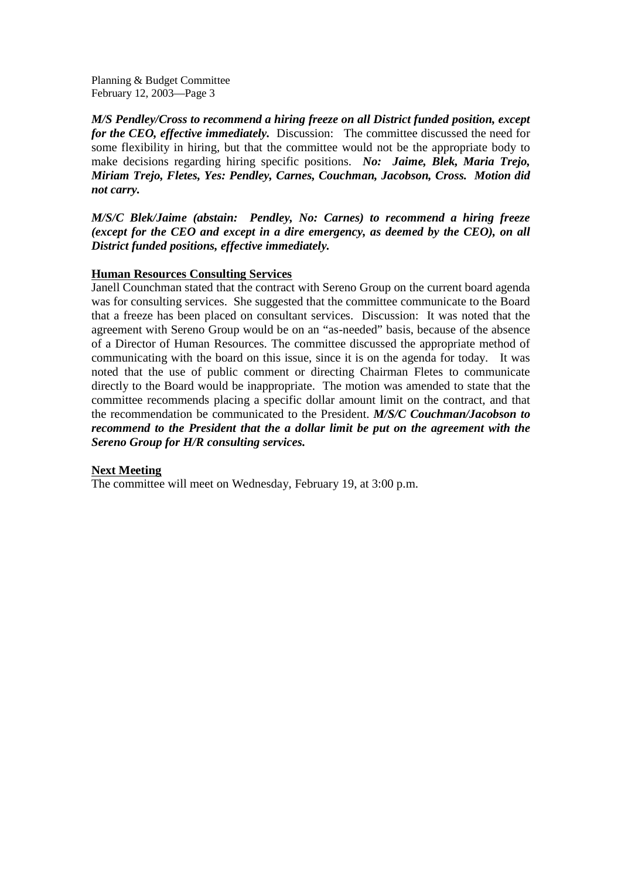***M/S Pendley/Cross to recommend a hiring freeze on all District funded position, except for the CEO, effective immediately.*** Discussion: The committee discussed the need for some flexibility in hiring, but that the committee would not be the appropriate body to make decisions regarding hiring specific positions. ***No: Jaime, Blek, Maria Trejo, Miriam Trejo, Fletes, Yes: Pendley, Carnes, Couchman, Jacobson, Cross. Motion did not carry.***

***M/S/C Blek/Jaime (abstain: Pendley, No: Carnes) to recommend a hiring freeze (except for the CEO and except in a dire emergency, as deemed by the CEO), on all District funded positions, effective immediately.***

**Human Resources Consulting Services**

Janell Counchman stated that the contract with Sereno Group on the current board agenda was for consulting services. She suggested that the committee communicate to the Board that a freeze has been placed on consultant services. Discussion: It was noted that the agreement with Sereno Group would be on an "as-needed" basis, because of the absence of a Director of Human Resources. The committee discussed the appropriate method of communicating with the board on this issue, since it is on the agenda for today. It was noted that the use of public comment or directing Chairman Fletes to communicate directly to the Board would be inappropriate. The motion was amended to state that the committee recommends placing a specific dollar amount limit on the contract, and that the recommendation be communicated to the President. ***M/S/C Couchman/Jacobson to recommend to the President that the a dollar limit be put on the agreement with the Sereno Group for H/R consulting services.***

**Next Meeting**

The committee will meet on Wednesday, February 19, at 3:00 p.m.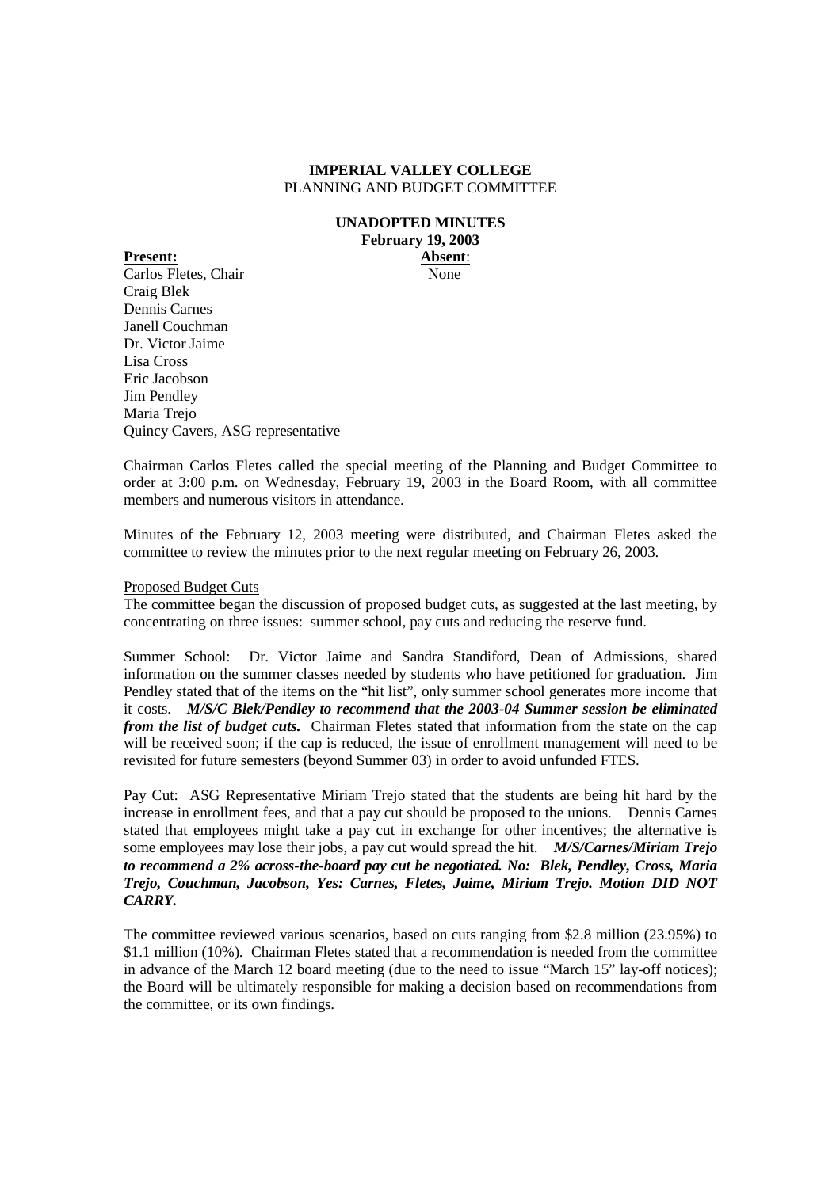**IMPERIAL VALLEY COLLEGE**
PLANNING AND BUDGET COMMITTEE

**UNADOPTED MINUTES**
**February 19, 2003**

| **Present:** | **Absent**: |
|---|---|
| Carlos Fletes, Chair | None |
| Craig Blek | |
| Dennis Carnes | |
| Janell Couchman | |
| Dr. Victor Jaime | |
| Lisa Cross | |
| Eric Jacobson | |
| Jim Pendley | |
| Maria Trejo | |
| Quincy Cavers, ASG representative | |

Chairman Carlos Fletes called the special meeting of the Planning and Budget Committee to order at 3:00 p.m. on Wednesday, February 19, 2003 in the Board Room, with all committee members and numerous visitors in attendance.

Minutes of the February 12, 2003 meeting were distributed, and Chairman Fletes asked the committee to review the minutes prior to the next regular meeting on February 26, 2003.

Proposed Budget Cuts

The committee began the discussion of proposed budget cuts, as suggested at the last meeting, by concentrating on three issues: summer school, pay cuts and reducing the reserve fund.

Summer School: Dr. Victor Jaime and Sandra Standiford, Dean of Admissions, shared information on the summer classes needed by students who have petitioned for graduation. Jim Pendley stated that of the items on the "hit list", only summer school generates more income that it costs. ***M/S/C Blek/Pendley to recommend that the 2003-04 Summer session be eliminated from the list of budget cuts.*** Chairman Fletes stated that information from the state on the cap will be received soon; if the cap is reduced, the issue of enrollment management will need to be revisited for future semesters (beyond Summer 03) in order to avoid unfunded FTES.

Pay Cut: ASG Representative Miriam Trejo stated that the students are being hit hard by the increase in enrollment fees, and that a pay cut should be proposed to the unions. Dennis Carnes stated that employees might take a pay cut in exchange for other incentives; the alternative is some employees may lose their jobs, a pay cut would spread the hit. ***M/S/Carnes/Miriam Trejo to recommend a 2% across-the-board pay cut be negotiated. No: Blek, Pendley, Cross, Maria Trejo, Couchman, Jacobson, Yes: Carnes, Fletes, Jaime, Miriam Trejo. Motion DID NOT CARRY.***

The committee reviewed various scenarios, based on cuts ranging from $2.8 million (23.95%) to $1.1 million (10%). Chairman Fletes stated that a recommendation is needed from the committee in advance of the March 12 board meeting (due to the need to issue "March 15" lay-off notices); the Board will be ultimately responsible for making a decision based on recommendations from the committee, or its own findings.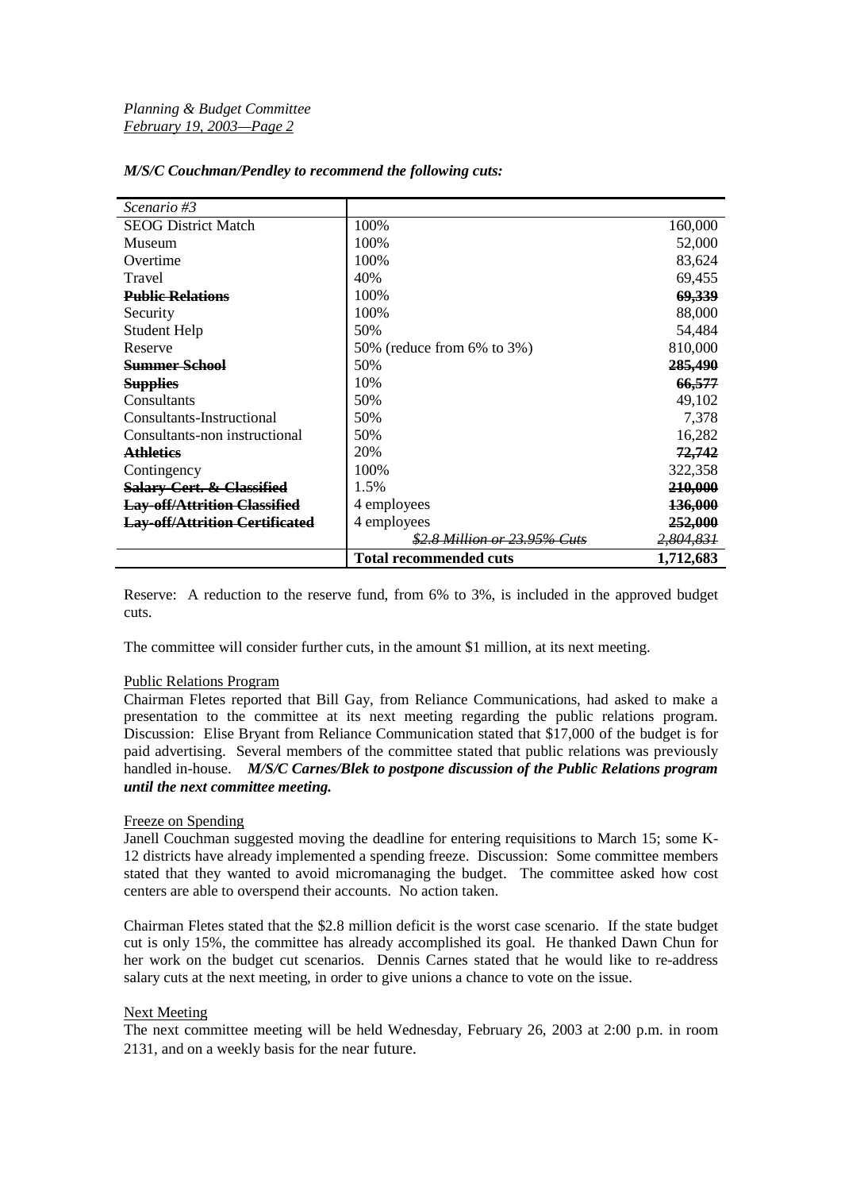*M/S/C Couchman/Pendley to recommend the following cuts:*

| *Scenario #3* | | |
|---|---|---|
| SEOG District Match | 100% | 160,000 |
| Museum | 100% | 52,000 |
| Overtime | 100% | 83,624 |
| Travel | 40% | 69,455 |
| ~~**Public Relations**~~ | 100% | ~~**69,339**~~ |
| Security | 100% | 88,000 |
| Student Help | 50% | 54,484 |
| Reserve | 50% (reduce from 6% to 3%) | 810,000 |
| ~~**Summer School**~~ | 50% | ~~**285,490**~~ |
| ~~**Supplies**~~ | 10% | ~~**66,577**~~ |
| Consultants | 50% | 49,102 |
| Consultants-Instructional | 50% | 7,378 |
| Consultants-non instructional | 50% | 16,282 |
| ~~**Athletics**~~ | 20% | ~~**72,742**~~ |
| Contingency | 100% | 322,358 |
| ~~**Salary-Cert. & Classified**~~ | 1.5% | ~~**210,000**~~ |
| ~~**Lay-off/Attrition Classified**~~ | 4 employees | ~~**136,000**~~ |
| ~~**Lay-off/Attrition Certificated**~~ | 4 employees | ~~**252,000**~~ |
| | ~~*$2.8 Million or 23.95% Cuts*~~ | ~~*2,804,831*~~ |
| | **Total recommended cuts** | **1,712,683** |

Reserve: A reduction to the reserve fund, from 6% to 3%, is included in the approved budget cuts.

The committee will consider further cuts, in the amount $1 million, at its next meeting.

Public Relations Program

Chairman Fletes reported that Bill Gay, from Reliance Communications, had asked to make a presentation to the committee at its next meeting regarding the public relations program. Discussion: Elise Bryant from Reliance Communication stated that $17,000 of the budget is for paid advertising. Several members of the committee stated that public relations was previously handled in-house. ***M/S/C Carnes/Blek to postpone discussion of the Public Relations program until the next committee meeting.***

Freeze on Spending

Janell Couchman suggested moving the deadline for entering requisitions to March 15; some K-12 districts have already implemented a spending freeze. Discussion: Some committee members stated that they wanted to avoid micromanaging the budget. The committee asked how cost centers are able to overspend their accounts. No action taken.

Chairman Fletes stated that the $2.8 million deficit is the worst case scenario. If the state budget cut is only 15%, the committee has already accomplished its goal. He thanked Dawn Chun for her work on the budget cut scenarios. Dennis Carnes stated that he would like to re-address salary cuts at the next meeting, in order to give unions a chance to vote on the issue.

Next Meeting

The next committee meeting will be held Wednesday, February 26, 2003 at 2:00 p.m. in room 2131, and on a weekly basis for the near future.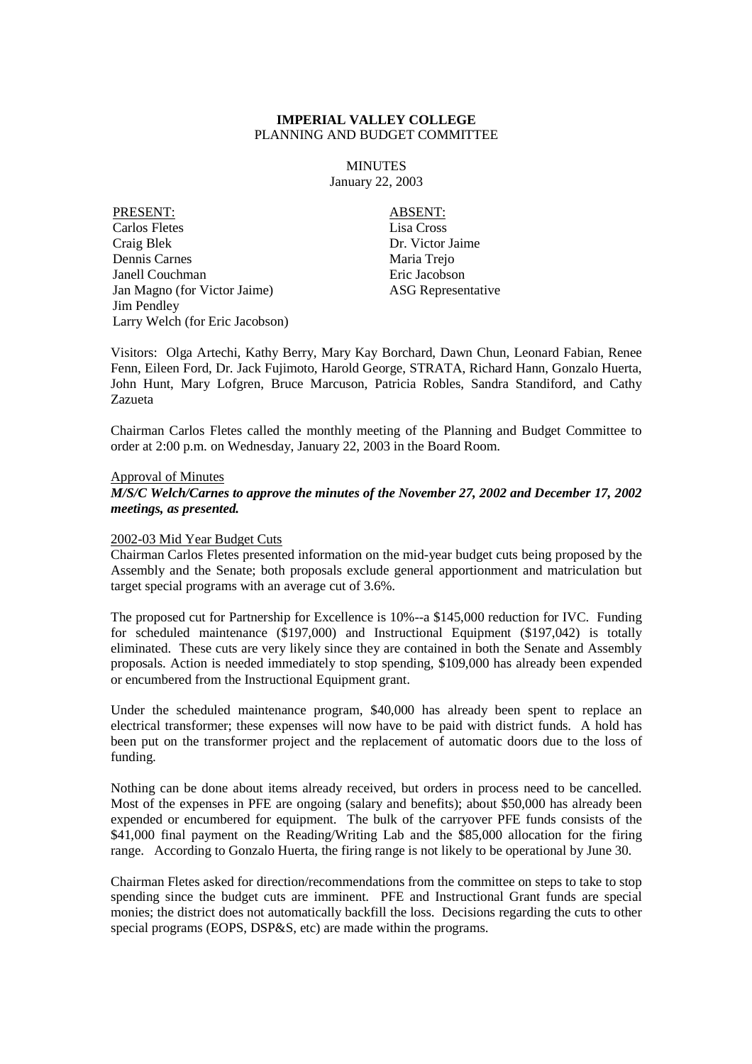**IMPERIAL VALLEY COLLEGE**
PLANNING AND BUDGET COMMITTEE

MINUTES
January 22, 2003

| PRESENT: | ABSENT: |
|---|---|
| Carlos Fletes | Lisa Cross |
| Craig Blek | Dr. Victor Jaime |
| Dennis Carnes | Maria Trejo |
| Janell Couchman | Eric Jacobson |
| Jan Magno (for Victor Jaime) | ASG Representative |
| Jim Pendley | |
| Larry Welch (for Eric Jacobson) | |

Visitors: Olga Artechi, Kathy Berry, Mary Kay Borchard, Dawn Chun, Leonard Fabian, Renee Fenn, Eileen Ford, Dr. Jack Fujimoto, Harold George, STRATA, Richard Hann, Gonzalo Huerta, John Hunt, Mary Lofgren, Bruce Marcuson, Patricia Robles, Sandra Standiford, and Cathy Zazueta

Chairman Carlos Fletes called the monthly meeting of the Planning and Budget Committee to order at 2:00 p.m. on Wednesday, January 22, 2003 in the Board Room.

Approval of Minutes

***M/S/C Welch/Carnes to approve the minutes of the November 27, 2002 and December 17, 2002 meetings, as presented.***

2002-03 Mid Year Budget Cuts

Chairman Carlos Fletes presented information on the mid-year budget cuts being proposed by the Assembly and the Senate; both proposals exclude general apportionment and matriculation but target special programs with an average cut of 3.6%.

The proposed cut for Partnership for Excellence is 10%--a $145,000 reduction for IVC. Funding for scheduled maintenance ($197,000) and Instructional Equipment ($197,042) is totally eliminated. These cuts are very likely since they are contained in both the Senate and Assembly proposals. Action is needed immediately to stop spending, $109,000 has already been expended or encumbered from the Instructional Equipment grant.

Under the scheduled maintenance program, $40,000 has already been spent to replace an electrical transformer; these expenses will now have to be paid with district funds. A hold has been put on the transformer project and the replacement of automatic doors due to the loss of funding.

Nothing can be done about items already received, but orders in process need to be cancelled. Most of the expenses in PFE are ongoing (salary and benefits); about $50,000 has already been expended or encumbered for equipment. The bulk of the carryover PFE funds consists of the $41,000 final payment on the Reading/Writing Lab and the $85,000 allocation for the firing range. According to Gonzalo Huerta, the firing range is not likely to be operational by June 30.

Chairman Fletes asked for direction/recommendations from the committee on steps to take to stop spending since the budget cuts are imminent. PFE and Instructional Grant funds are special monies; the district does not automatically backfill the loss. Decisions regarding the cuts to other special programs (EOPS, DSP&S, etc) are made within the programs.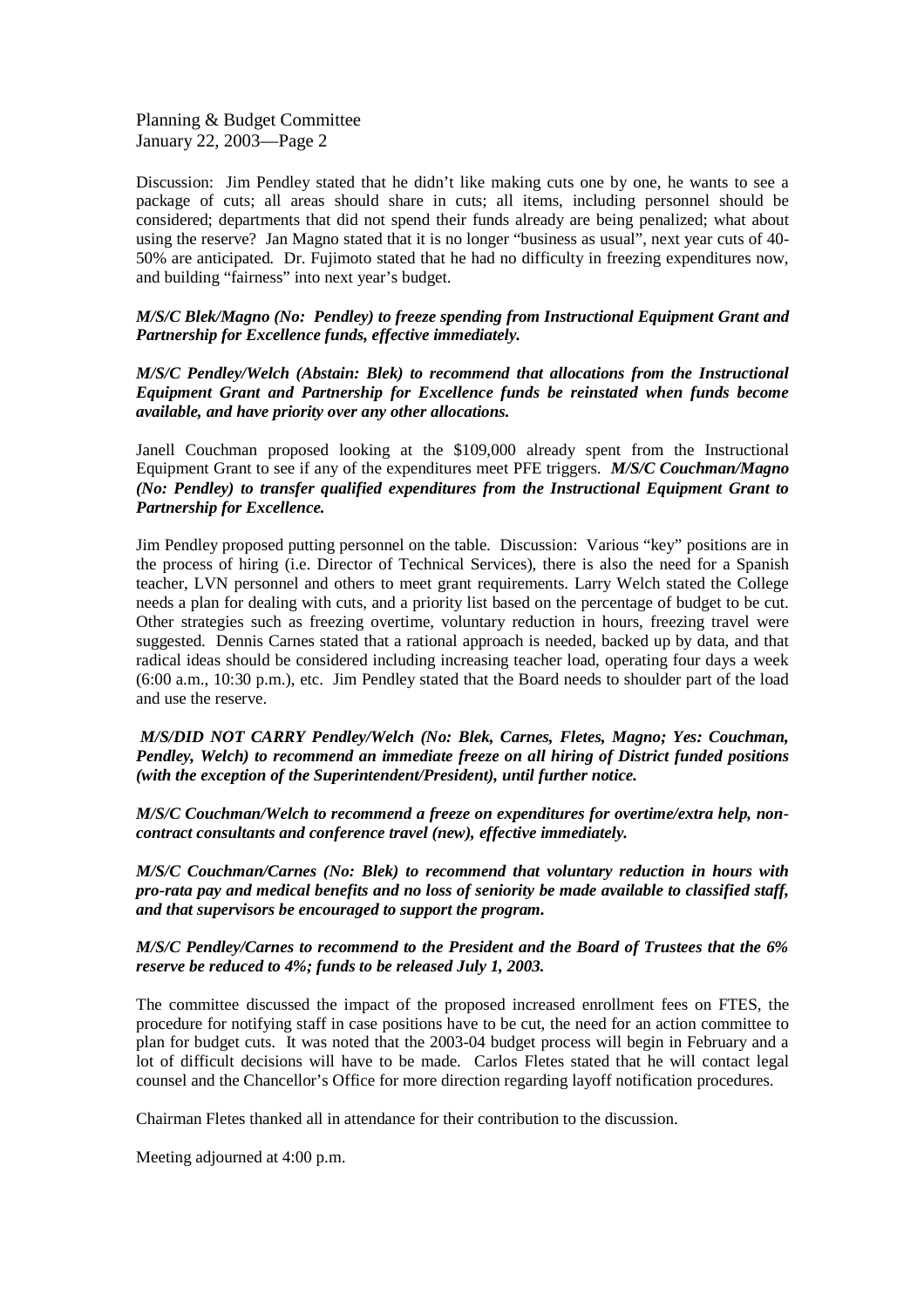Discussion: Jim Pendley stated that he didn't like making cuts one by one, he wants to see a package of cuts; all areas should share in cuts; all items, including personnel should be considered; departments that did not spend their funds already are being penalized; what about using the reserve? Jan Magno stated that it is no longer "business as usual", next year cuts of 40-50% are anticipated. Dr. Fujimoto stated that he had no difficulty in freezing expenditures now, and building "fairness" into next year's budget.

***M/S/C Blek/Magno (No: Pendley) to freeze spending from Instructional Equipment Grant and Partnership for Excellence funds, effective immediately.***

***M/S/C Pendley/Welch (Abstain: Blek) to recommend that allocations from the Instructional Equipment Grant and Partnership for Excellence funds be reinstated when funds become available, and have priority over any other allocations.***

Janell Couchman proposed looking at the $109,000 already spent from the Instructional Equipment Grant to see if any of the expenditures meet PFE triggers. ***M/S/C Couchman/Magno (No: Pendley) to transfer qualified expenditures from the Instructional Equipment Grant to Partnership for Excellence.***

Jim Pendley proposed putting personnel on the table. Discussion: Various "key" positions are in the process of hiring (i.e. Director of Technical Services), there is also the need for a Spanish teacher, LVN personnel and others to meet grant requirements. Larry Welch stated the College needs a plan for dealing with cuts, and a priority list based on the percentage of budget to be cut. Other strategies such as freezing overtime, voluntary reduction in hours, freezing travel were suggested. Dennis Carnes stated that a rational approach is needed, backed up by data, and that radical ideas should be considered including increasing teacher load, operating four days a week (6:00 a.m., 10:30 p.m.), etc. Jim Pendley stated that the Board needs to shoulder part of the load and use the reserve.

***M/S/DID NOT CARRY Pendley/Welch (No: Blek, Carnes, Fletes, Magno; Yes: Couchman, Pendley, Welch) to recommend an immediate freeze on all hiring of District funded positions (with the exception of the Superintendent/President), until further notice.***

***M/S/C Couchman/Welch to recommend a freeze on expenditures for overtime/extra help, non-contract consultants and conference travel (new), effective immediately.***

***M/S/C Couchman/Carnes (No: Blek) to recommend that voluntary reduction in hours with pro-rata pay and medical benefits and no loss of seniority be made available to classified staff, and that supervisors be encouraged to support the program.***

***M/S/C Pendley/Carnes to recommend to the President and the Board of Trustees that the 6% reserve be reduced to 4%; funds to be released July 1, 2003.***

The committee discussed the impact of the proposed increased enrollment fees on FTES, the procedure for notifying staff in case positions have to be cut, the need for an action committee to plan for budget cuts. It was noted that the 2003-04 budget process will begin in February and a lot of difficult decisions will have to be made. Carlos Fletes stated that he will contact legal counsel and the Chancellor's Office for more direction regarding layoff notification procedures.

Chairman Fletes thanked all in attendance for their contribution to the discussion.

Meeting adjourned at 4:00 p.m.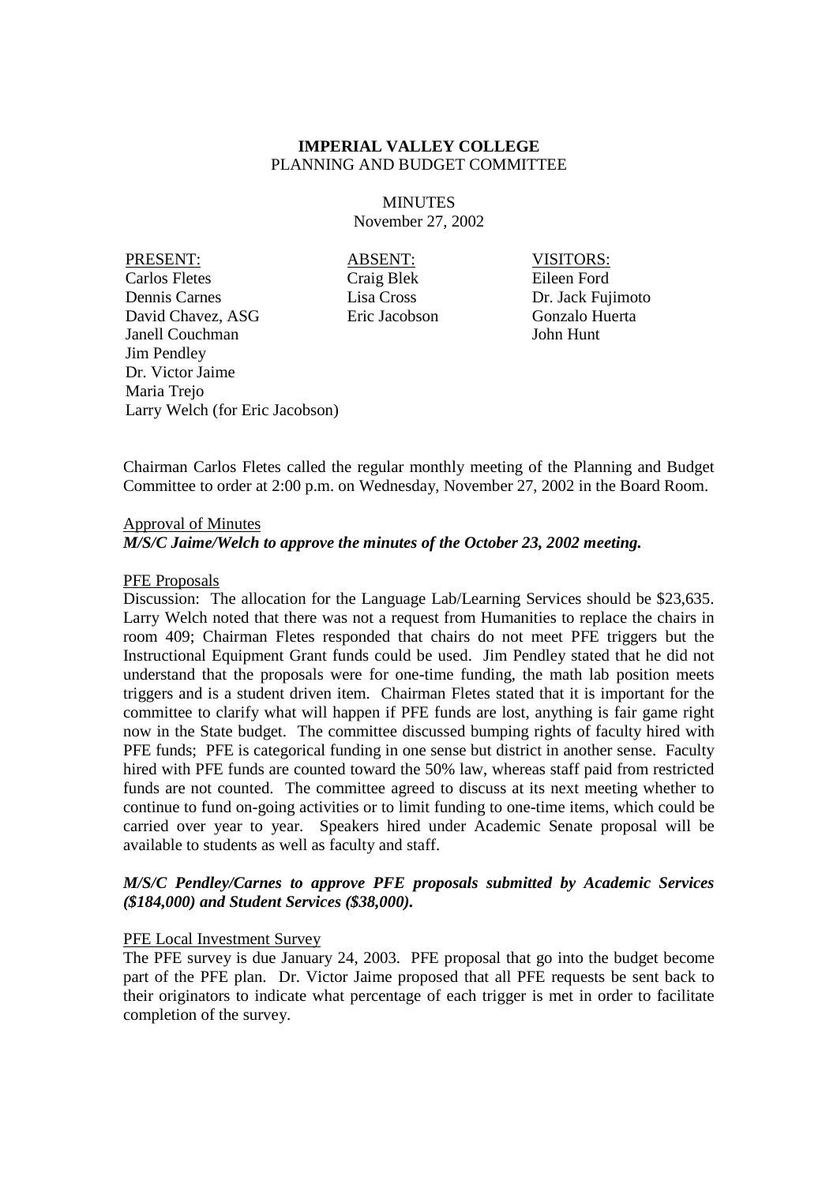**IMPERIAL VALLEY COLLEGE**
PLANNING AND BUDGET COMMITTEE

MINUTES
November 27, 2002

| PRESENT: | ABSENT: | VISITORS: |
|---|---|---|
| Carlos Fletes | Craig Blek | Eileen Ford |
| Dennis Carnes | Lisa Cross | Dr. Jack Fujimoto |
| David Chavez, ASG | Eric Jacobson | Gonzalo Huerta |
| Janell Couchman | | John Hunt |
| Jim Pendley | | |
| Dr. Victor Jaime | | |
| Maria Trejo | | |
| Larry Welch (for Eric Jacobson) | | |

Chairman Carlos Fletes called the regular monthly meeting of the Planning and Budget Committee to order at 2:00 p.m. on Wednesday, November 27, 2002 in the Board Room.

Approval of Minutes

***M/S/C Jaime/Welch to approve the minutes of the October 23, 2002 meeting.***

PFE Proposals

Discussion: The allocation for the Language Lab/Learning Services should be $23,635. Larry Welch noted that there was not a request from Humanities to replace the chairs in room 409; Chairman Fletes responded that chairs do not meet PFE triggers but the Instructional Equipment Grant funds could be used. Jim Pendley stated that he did not understand that the proposals were for one-time funding, the math lab position meets triggers and is a student driven item. Chairman Fletes stated that it is important for the committee to clarify what will happen if PFE funds are lost, anything is fair game right now in the State budget. The committee discussed bumping rights of faculty hired with PFE funds; PFE is categorical funding in one sense but district in another sense. Faculty hired with PFE funds are counted toward the 50% law, whereas staff paid from restricted funds are not counted. The committee agreed to discuss at its next meeting whether to continue to fund on-going activities or to limit funding to one-time items, which could be carried over year to year. Speakers hired under Academic Senate proposal will be available to students as well as faculty and staff.

***M/S/C Pendley/Carnes to approve PFE proposals submitted by Academic Services ($184,000) and Student Services ($38,000).***

PFE Local Investment Survey

The PFE survey is due January 24, 2003. PFE proposal that go into the budget become part of the PFE plan. Dr. Victor Jaime proposed that all PFE requests be sent back to their originators to indicate what percentage of each trigger is met in order to facilitate completion of the survey.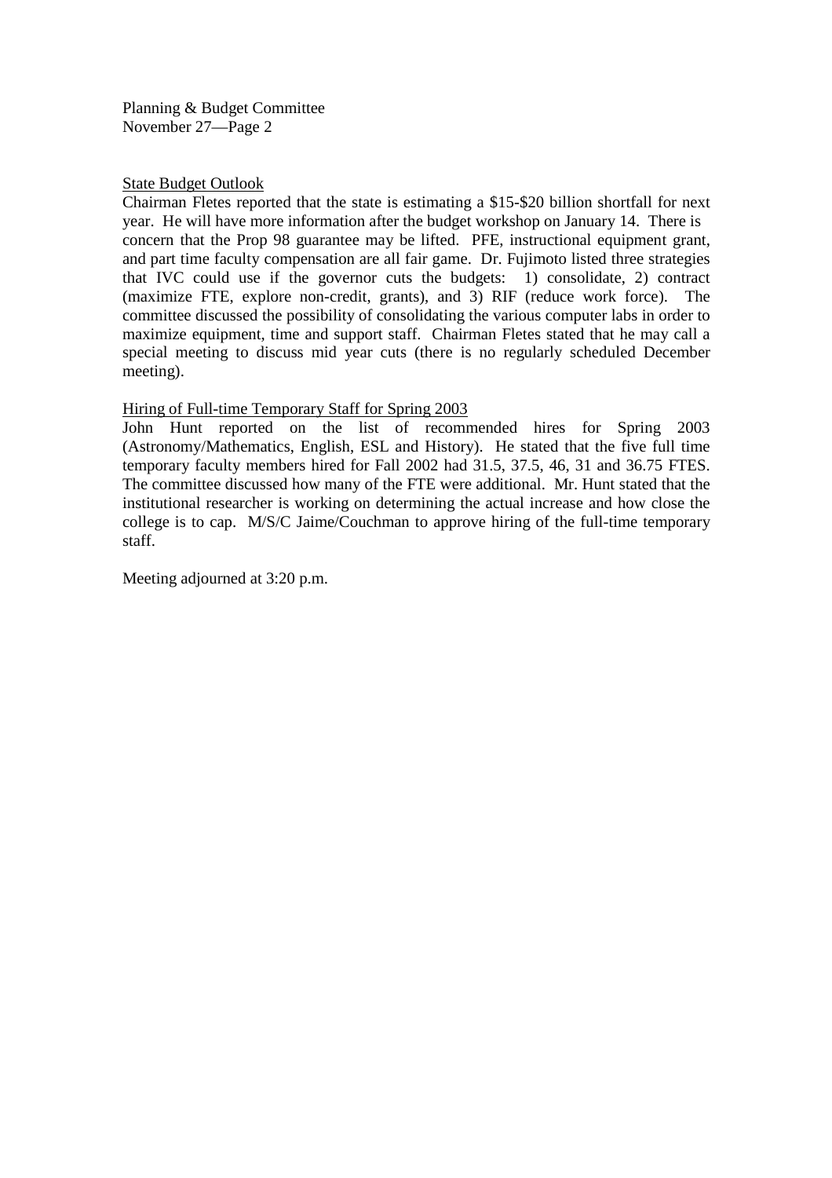### State Budget Outlook

Chairman Fletes reported that the state is estimating a $15-$20 billion shortfall for next year. He will have more information after the budget workshop on January 14. There is concern that the Prop 98 guarantee may be lifted. PFE, instructional equipment grant, and part time faculty compensation are all fair game. Dr. Fujimoto listed three strategies that IVC could use if the governor cuts the budgets: 1) consolidate, 2) contract (maximize FTE, explore non-credit, grants), and 3) RIF (reduce work force). The committee discussed the possibility of consolidating the various computer labs in order to maximize equipment, time and support staff. Chairman Fletes stated that he may call a special meeting to discuss mid year cuts (there is no regularly scheduled December meeting).

### Hiring of Full-time Temporary Staff for Spring 2003

John Hunt reported on the list of recommended hires for Spring 2003 (Astronomy/Mathematics, English, ESL and History). He stated that the five full time temporary faculty members hired for Fall 2002 had 31.5, 37.5, 46, 31 and 36.75 FTES. The committee discussed how many of the FTE were additional. Mr. Hunt stated that the institutional researcher is working on determining the actual increase and how close the college is to cap. M/S/C Jaime/Couchman to approve hiring of the full-time temporary staff.

Meeting adjourned at 3:20 p.m.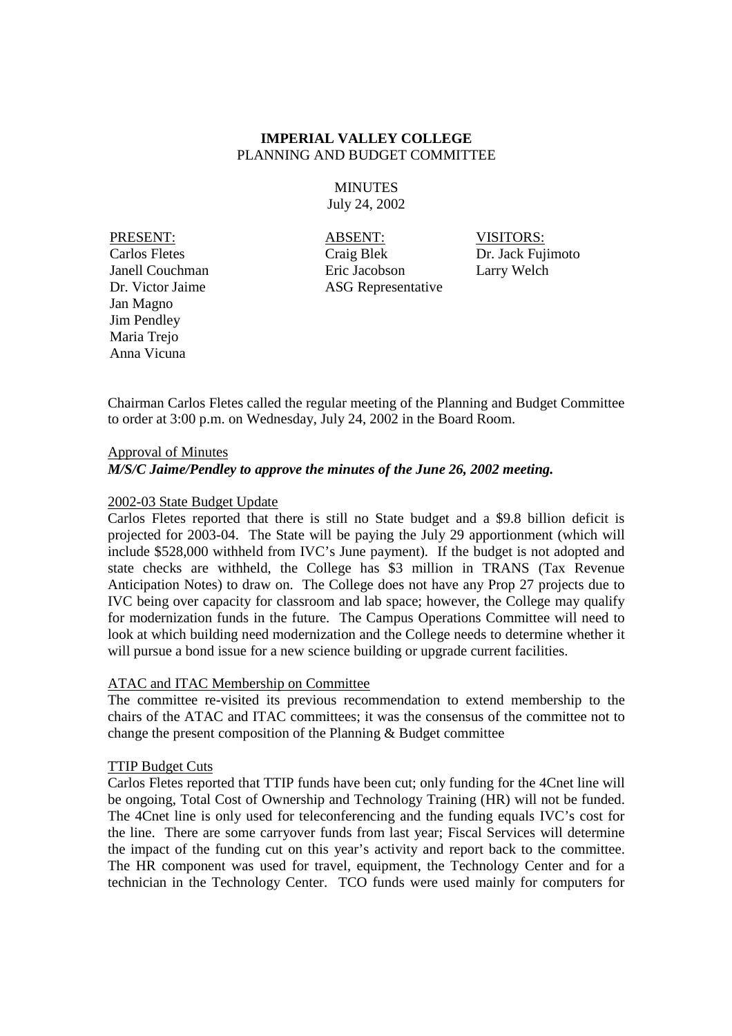**IMPERIAL VALLEY COLLEGE**
PLANNING AND BUDGET COMMITTEE

MINUTES
July 24, 2002

| PRESENT: | ABSENT: | VISITORS: |
|---|---|---|
| Carlos Fletes | Craig Blek | Dr. Jack Fujimoto |
| Janell Couchman | Eric Jacobson | Larry Welch |
| Dr. Victor Jaime | ASG Representative | |
| Jan Magno | | |
| Jim Pendley | | |
| Maria Trejo | | |
| Anna Vicuna | | |

Chairman Carlos Fletes called the regular meeting of the Planning and Budget Committee to order at 3:00 p.m. on Wednesday, July 24, 2002 in the Board Room.

Approval of Minutes

***M/S/C Jaime/Pendley to approve the minutes of the June 26, 2002 meeting.***

2002-03 State Budget Update

Carlos Fletes reported that there is still no State budget and a \$9.8 billion deficit is projected for 2003-04. The State will be paying the July 29 apportionment (which will include \$528,000 withheld from IVC's June payment). If the budget is not adopted and state checks are withheld, the College has \$3 million in TRANS (Tax Revenue Anticipation Notes) to draw on. The College does not have any Prop 27 projects due to IVC being over capacity for classroom and lab space; however, the College may qualify for modernization funds in the future. The Campus Operations Committee will need to look at which building need modernization and the College needs to determine whether it will pursue a bond issue for a new science building or upgrade current facilities.

ATAC and ITAC Membership on Committee

The committee re-visited its previous recommendation to extend membership to the chairs of the ATAC and ITAC committees; it was the consensus of the committee not to change the present composition of the Planning & Budget committee

TTIP Budget Cuts

Carlos Fletes reported that TTIP funds have been cut; only funding for the 4Cnet line will be ongoing, Total Cost of Ownership and Technology Training (HR) will not be funded. The 4Cnet line is only used for teleconferencing and the funding equals IVC's cost for the line. There are some carryover funds from last year; Fiscal Services will determine the impact of the funding cut on this year's activity and report back to the committee. The HR component was used for travel, equipment, the Technology Center and for a technician in the Technology Center. TCO funds were used mainly for computers for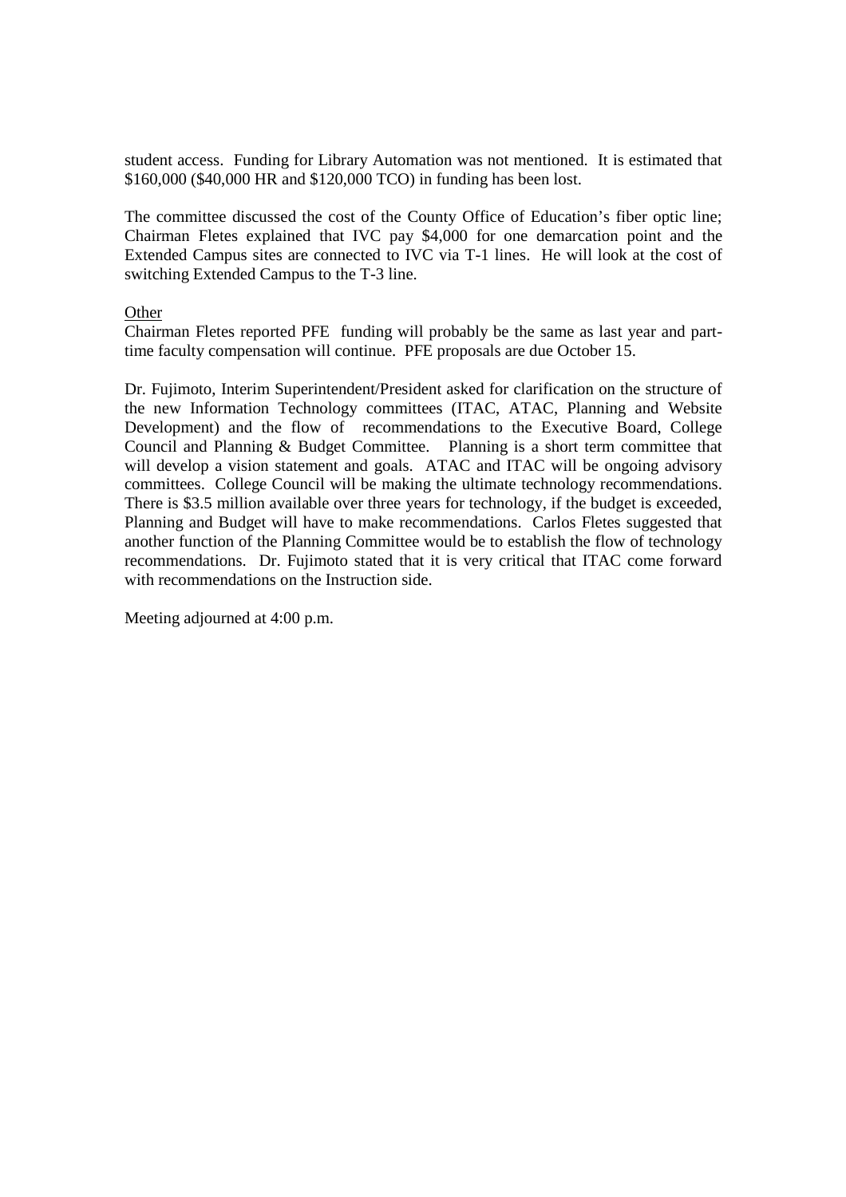student access. Funding for Library Automation was not mentioned. It is estimated that $160,000 ($40,000 HR and $120,000 TCO) in funding has been lost.

The committee discussed the cost of the County Office of Education's fiber optic line; Chairman Fletes explained that IVC pay $4,000 for one demarcation point and the Extended Campus sites are connected to IVC via T-1 lines. He will look at the cost of switching Extended Campus to the T-3 line.

<u>Other</u>

Chairman Fletes reported PFE funding will probably be the same as last year and part-time faculty compensation will continue. PFE proposals are due October 15.

Dr. Fujimoto, Interim Superintendent/President asked for clarification on the structure of the new Information Technology committees (ITAC, ATAC, Planning and Website Development) and the flow of recommendations to the Executive Board, College Council and Planning & Budget Committee. Planning is a short term committee that will develop a vision statement and goals. ATAC and ITAC will be ongoing advisory committees. College Council will be making the ultimate technology recommendations. There is $3.5 million available over three years for technology, if the budget is exceeded, Planning and Budget will have to make recommendations. Carlos Fletes suggested that another function of the Planning Committee would be to establish the flow of technology recommendations. Dr. Fujimoto stated that it is very critical that ITAC come forward with recommendations on the Instruction side.

Meeting adjourned at 4:00 p.m.